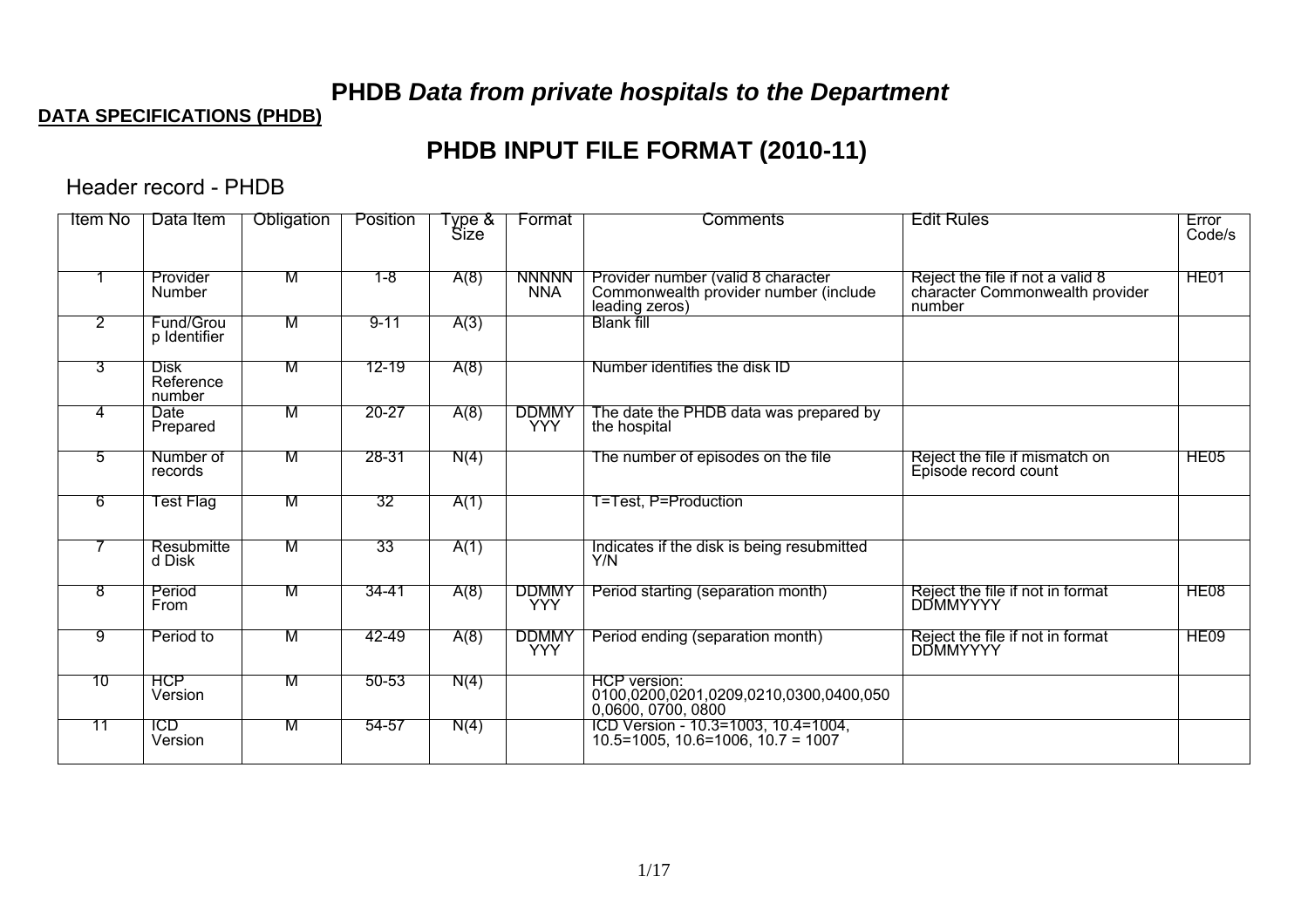# PHDB *Data from private hospitals to the Department*

**DATA SPECIFICATIONS (PHDB)**

## PHDB INPUT FILE FORMAT (2010-11)

### Header record - PHDB

| Item No | Data Item | Obligation | Position | Type & Size | Format | Comments | Edit Rules | Error Code/s |
|---|---|---|---|---|---|---|---|---|
| 1 | Provider Number | M | 1-8 | A(8) | NNNNNNNA | Provider number (valid 8 character Commonwealth provider number (include leading zeros) | Reject the file if not a valid 8 character Commonwealth provider number | HE01 |
| 2 | Fund/Group Identifier | M | 9-11 | A(3) | | Blank fill | | |
| 3 | Disk Reference number | M | 12-19 | A(8) | | Number identifies the disk ID | | |
| 4 | Date Prepared | M | 20-27 | A(8) | DDMMYYYY | The date the PHDB data was prepared by the hospital | | |
| 5 | Number of records | M | 28-31 | N(4) | | The number of episodes on the file | Reject the file if mismatch on Episode record count | HE05 |
| 6 | Test Flag | M | 32 | A(1) | | T=Test, P=Production | | |
| 7 | Resubmitted Disk | M | 33 | A(1) | | Indicates if the disk is being resubmitted Y/N | | |
| 8 | Period From | M | 34-41 | A(8) | DDMMYYYY | Period starting (separation month) | Reject the file if not in format DDMMYYYY | HE08 |
| 9 | Period to | M | 42-49 | A(8) | DDMMYYYY | Period ending (separation month) | Reject the file if not in format DDMMYYYY | HE09 |
| 10 | HCP Version | M | 50-53 | N(4) | | HCP version: 0100,0200,0201,0209,0210,0300,0400,0500,0600, 0700, 0800 | | |
| 11 | ICD Version | M | 54-57 | N(4) | | ICD Version - 10.3=1003, 10.4=1004, 10.5=1005, 10.6=1006, 10.7 = 1007 | | |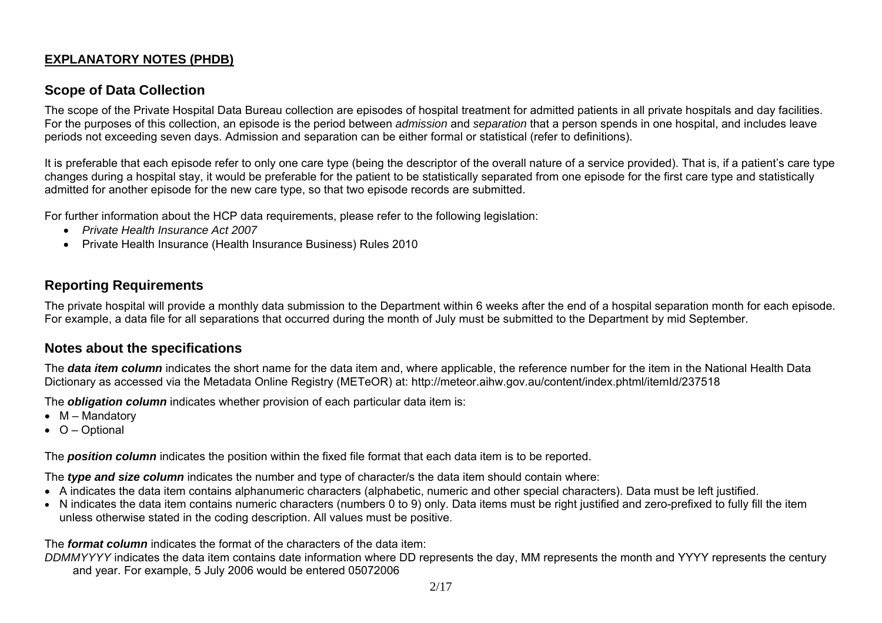## EXPLANATORY NOTES (PHDB)

## Scope of Data Collection

The scope of the Private Hospital Data Bureau collection are episodes of hospital treatment for admitted patients in all private hospitals and day facilities. For the purposes of this collection, an episode is the period between *admission* and *separation* that a person spends in one hospital, and includes leave periods not exceeding seven days. Admission and separation can be either formal or statistical (refer to definitions).

It is preferable that each episode refer to only one care type (being the descriptor of the overall nature of a service provided). That is, if a patient's care type changes during a hospital stay, it would be preferable for the patient to be statistically separated from one episode for the first care type and statistically admitted for another episode for the new care type, so that two episode records are submitted.

For further information about the HCP data requirements, please refer to the following legislation:

- *Private Health Insurance Act 2007*
- Private Health Insurance (Health Insurance Business) Rules 2010

## Reporting Requirements

The private hospital will provide a monthly data submission to the Department within 6 weeks after the end of a hospital separation month for each episode. For example, a data file for all separations that occurred during the month of July must be submitted to the Department by mid September.

## Notes about the specifications

The ***data item column*** indicates the short name for the data item and, where applicable, the reference number for the item in the National Health Data Dictionary as accessed via the Metadata Online Registry (METeOR) at: http://meteor.aihw.gov.au/content/index.phtml/itemId/237518

The ***obligation column*** indicates whether provision of each particular data item is:

- M – Mandatory
- O – Optional

The ***position column*** indicates the position within the fixed file format that each data item is to be reported.

The ***type and size column*** indicates the number and type of character/s the data item should contain where:

- A indicates the data item contains alphanumeric characters (alphabetic, numeric and other special characters). Data must be left justified.
- N indicates the data item contains numeric characters (numbers 0 to 9) only. Data items must be right justified and zero-prefixed to fully fill the item unless otherwise stated in the coding description. All values must be positive.

The ***format column*** indicates the format of the characters of the data item:

*DDMMYYYY* indicates the data item contains date information where DD represents the day, MM represents the month and YYYY represents the century and year. For example, 5 July 2006 would be entered 05072006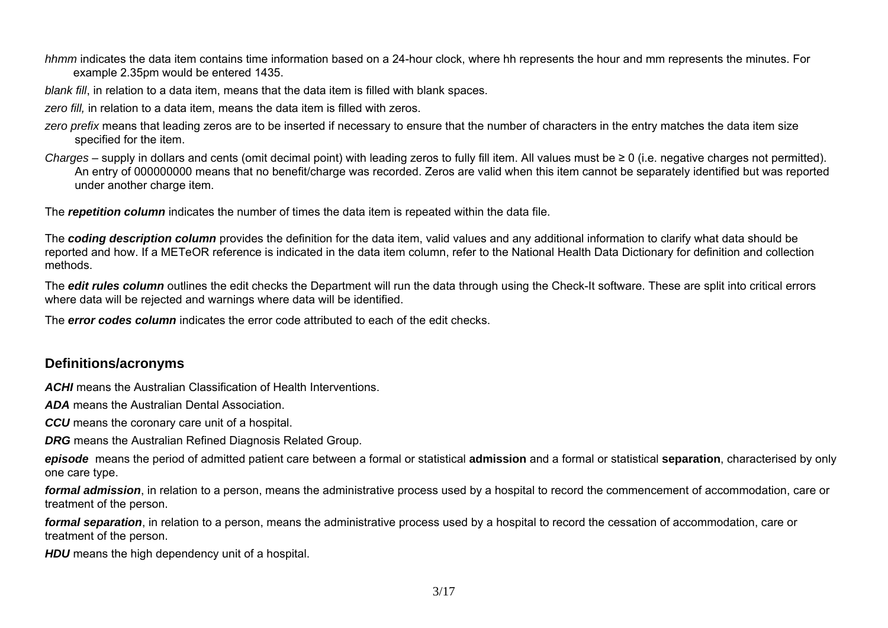*hhmm* indicates the data item contains time information based on a 24-hour clock, where hh represents the hour and mm represents the minutes. For example 2.35pm would be entered 1435.

*blank fill*, in relation to a data item, means that the data item is filled with blank spaces.

*zero fill,* in relation to a data item, means the data item is filled with zeros.

*zero prefix* means that leading zeros are to be inserted if necessary to ensure that the number of characters in the entry matches the data item size specified for the item.

*Charges* – supply in dollars and cents (omit decimal point) with leading zeros to fully fill item. All values must be ≥ 0 (i.e. negative charges not permitted). An entry of 000000000 means that no benefit/charge was recorded. Zeros are valid when this item cannot be separately identified but was reported under another charge item.

The ***repetition column*** indicates the number of times the data item is repeated within the data file.

The ***coding description column*** provides the definition for the data item, valid values and any additional information to clarify what data should be reported and how. If a METeOR reference is indicated in the data item column, refer to the National Health Data Dictionary for definition and collection methods.

The ***edit rules column*** outlines the edit checks the Department will run the data through using the Check-It software. These are split into critical errors where data will be rejected and warnings where data will be identified.

The ***error codes column*** indicates the error code attributed to each of the edit checks.

## Definitions/acronyms

***ACHI*** means the Australian Classification of Health Interventions.

***ADA*** means the Australian Dental Association.

***CCU*** means the coronary care unit of a hospital.

***DRG*** means the Australian Refined Diagnosis Related Group.

***episode*** means the period of admitted patient care between a formal or statistical **admission** and a formal or statistical **separation**, characterised by only one care type.

***formal admission***, in relation to a person, means the administrative process used by a hospital to record the commencement of accommodation, care or treatment of the person.

***formal separation***, in relation to a person, means the administrative process used by a hospital to record the cessation of accommodation, care or treatment of the person.

***HDU*** means the high dependency unit of a hospital.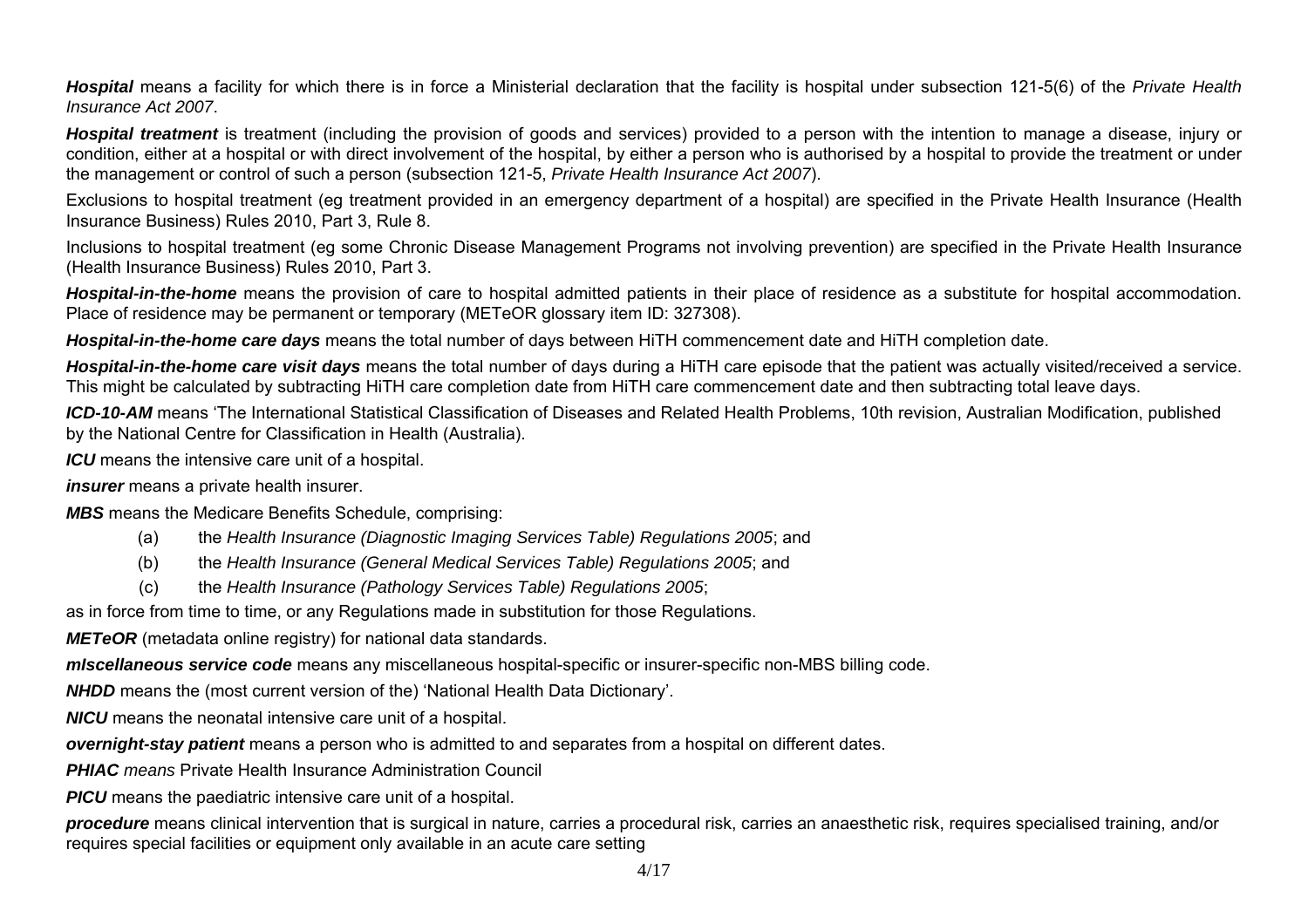***Hospital*** means a facility for which there is in force a Ministerial declaration that the facility is hospital under subsection 121-5(6) of the *Private Health Insurance Act 2007*.

***Hospital treatment*** is treatment (including the provision of goods and services) provided to a person with the intention to manage a disease, injury or condition, either at a hospital or with direct involvement of the hospital, by either a person who is authorised by a hospital to provide the treatment or under the management or control of such a person (subsection 121-5, *Private Health Insurance Act 2007*).

Exclusions to hospital treatment (eg treatment provided in an emergency department of a hospital) are specified in the Private Health Insurance (Health Insurance Business) Rules 2010, Part 3, Rule 8.

Inclusions to hospital treatment (eg some Chronic Disease Management Programs not involving prevention) are specified in the Private Health Insurance (Health Insurance Business) Rules 2010, Part 3.

***Hospital-in-the-home*** means the provision of care to hospital admitted patients in their place of residence as a substitute for hospital accommodation. Place of residence may be permanent or temporary (METeOR glossary item ID: 327308).

***Hospital-in-the-home care days*** means the total number of days between HiTH commencement date and HiTH completion date.

***Hospital-in-the-home care visit days*** means the total number of days during a HiTH care episode that the patient was actually visited/received a service. This might be calculated by subtracting HiTH care completion date from HiTH care commencement date and then subtracting total leave days.

***ICD-10-AM*** means 'The International Statistical Classification of Diseases and Related Health Problems, 10th revision, Australian Modification, published by the National Centre for Classification in Health (Australia).

***ICU*** means the intensive care unit of a hospital.

***insurer*** means a private health insurer.

***MBS*** means the Medicare Benefits Schedule, comprising:

(a) the *Health Insurance (Diagnostic Imaging Services Table) Regulations 2005*; and

(b) the *Health Insurance (General Medical Services Table) Regulations 2005*; and

(c) the *Health Insurance (Pathology Services Table) Regulations 2005*;

as in force from time to time, or any Regulations made in substitution for those Regulations.

***METeOR*** (metadata online registry) for national data standards.

***mIscellaneous service code*** means any miscellaneous hospital-specific or insurer-specific non-MBS billing code.

***NHDD*** means the (most current version of the) 'National Health Data Dictionary'.

***NICU*** means the neonatal intensive care unit of a hospital.

***overnight-stay patient*** means a person who is admitted to and separates from a hospital on different dates.

***PHIAC*** *means* Private Health Insurance Administration Council

***PICU*** means the paediatric intensive care unit of a hospital.

***procedure*** means clinical intervention that is surgical in nature, carries a procedural risk, carries an anaesthetic risk, requires specialised training, and/or requires special facilities or equipment only available in an acute care setting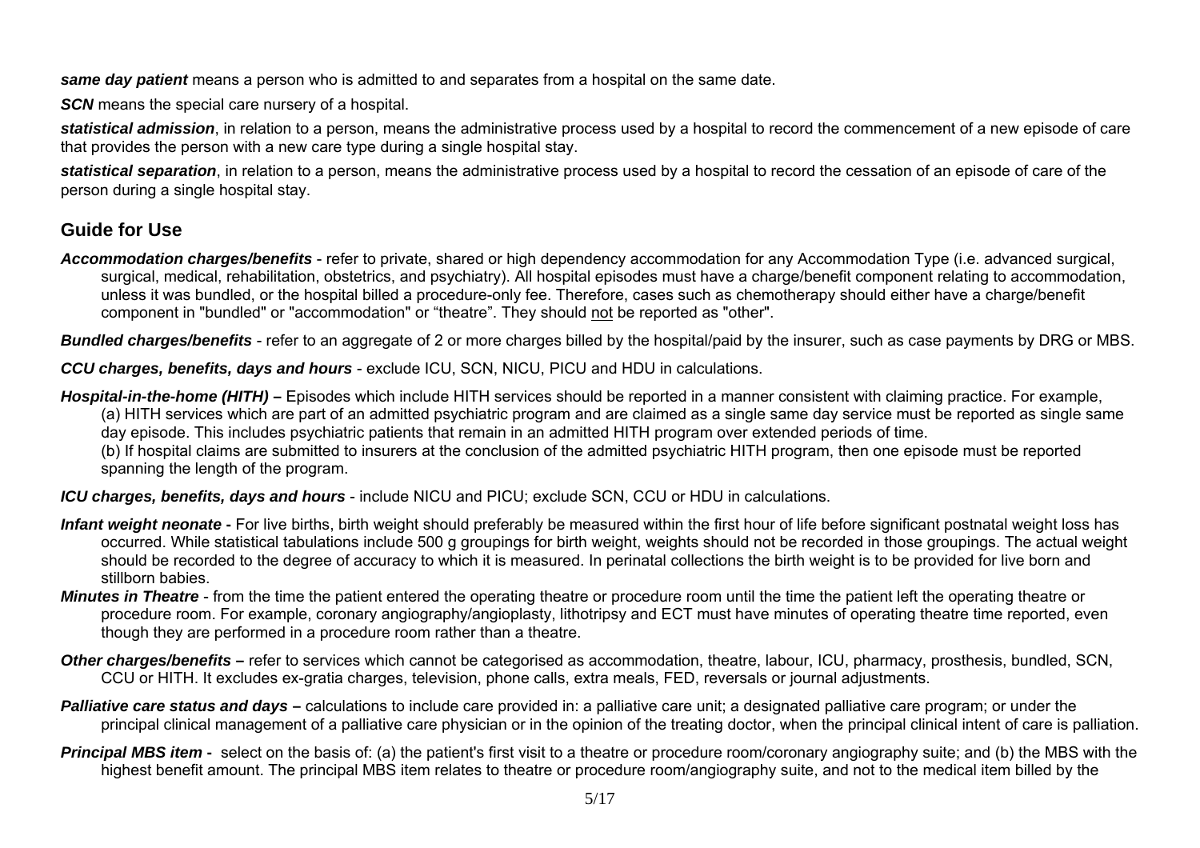***same day patient*** means a person who is admitted to and separates from a hospital on the same date.

***SCN*** means the special care nursery of a hospital.

***statistical admission***, in relation to a person, means the administrative process used by a hospital to record the commencement of a new episode of care that provides the person with a new care type during a single hospital stay.

***statistical separation***, in relation to a person, means the administrative process used by a hospital to record the cessation of an episode of care of the person during a single hospital stay.

## Guide for Use

***Accommodation charges/benefits*** - refer to private, shared or high dependency accommodation for any Accommodation Type (i.e. advanced surgical, surgical, medical, rehabilitation, obstetrics, and psychiatry). All hospital episodes must have a charge/benefit component relating to accommodation, unless it was bundled, or the hospital billed a procedure-only fee. Therefore, cases such as chemotherapy should either have a charge/benefit component in "bundled" or "accommodation" or "theatre". They should <u>not</u> be reported as "other".

***Bundled charges/benefits*** - refer to an aggregate of 2 or more charges billed by the hospital/paid by the insurer, such as case payments by DRG or MBS.

***CCU charges, benefits, days and hours*** - exclude ICU, SCN, NICU, PICU and HDU in calculations.

***Hospital-in-the-home (HITH) –*** Episodes which include HITH services should be reported in a manner consistent with claiming practice. For example,
(a) HITH services which are part of an admitted psychiatric program and are claimed as a single same day service must be reported as single same day episode. This includes psychiatric patients that remain in an admitted HITH program over extended periods of time.
(b) If hospital claims are submitted to insurers at the conclusion of the admitted psychiatric HITH program, then one episode must be reported spanning the length of the program.

***ICU charges, benefits, days and hours*** - include NICU and PICU; exclude SCN, CCU or HDU in calculations.

***Infant weight neonate -*** For live births, birth weight should preferably be measured within the first hour of life before significant postnatal weight loss has occurred. While statistical tabulations include 500 g groupings for birth weight, weights should not be recorded in those groupings. The actual weight should be recorded to the degree of accuracy to which it is measured. In perinatal collections the birth weight is to be provided for live born and stillborn babies.

***Minutes in Theatre*** - from the time the patient entered the operating theatre or procedure room until the time the patient left the operating theatre or procedure room. For example, coronary angiography/angioplasty, lithotripsy and ECT must have minutes of operating theatre time reported, even though they are performed in a procedure room rather than a theatre.

***Other charges/benefits –*** refer to services which cannot be categorised as accommodation, theatre, labour, ICU, pharmacy, prosthesis, bundled, SCN, CCU or HITH. It excludes ex-gratia charges, television, phone calls, extra meals, FED, reversals or journal adjustments.

***Palliative care status and days –*** calculations to include care provided in: a palliative care unit; a designated palliative care program; or under the principal clinical management of a palliative care physician or in the opinion of the treating doctor, when the principal clinical intent of care is palliation.

***Principal MBS item -*** select on the basis of: (a) the patient's first visit to a theatre or procedure room/coronary angiography suite; and (b) the MBS with the highest benefit amount. The principal MBS item relates to theatre or procedure room/angiography suite, and not to the medical item billed by the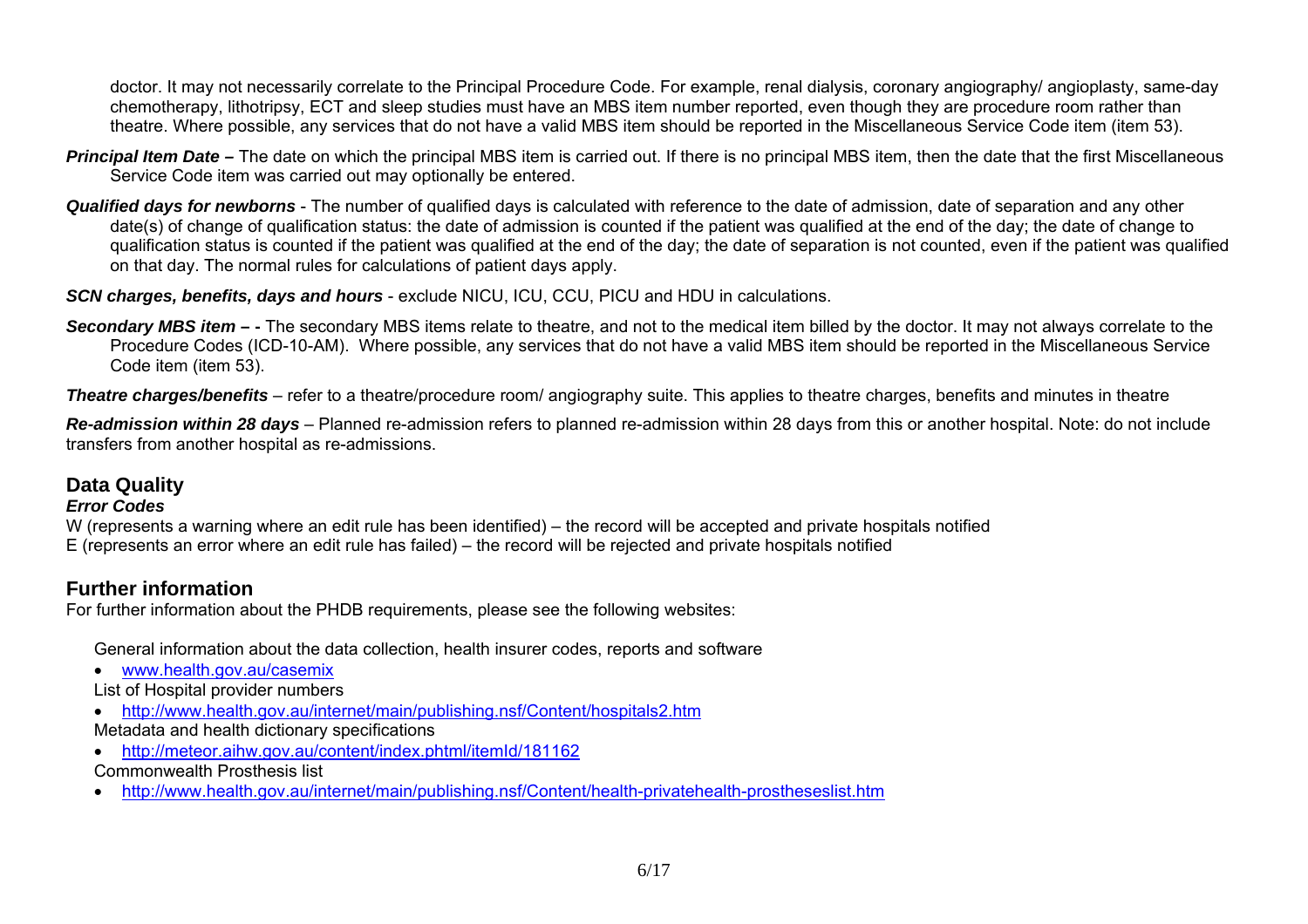doctor. It may not necessarily correlate to the Principal Procedure Code. For example, renal dialysis, coronary angiography/ angioplasty, same-day chemotherapy, lithotripsy, ECT and sleep studies must have an MBS item number reported, even though they are procedure room rather than theatre. Where possible, any services that do not have a valid MBS item should be reported in the Miscellaneous Service Code item (item 53).

***Principal Item Date* –** The date on which the principal MBS item is carried out. If there is no principal MBS item, then the date that the first Miscellaneous Service Code item was carried out may optionally be entered.

***Qualified days for newborns*** - The number of qualified days is calculated with reference to the date of admission, date of separation and any other date(s) of change of qualification status: the date of admission is counted if the patient was qualified at the end of the day; the date of change to qualification status is counted if the patient was qualified at the end of the day; the date of separation is not counted, even if the patient was qualified on that day. The normal rules for calculations of patient days apply.

***SCN charges, benefits, days and hours*** - exclude NICU, ICU, CCU, PICU and HDU in calculations.

***Secondary MBS item* – -** The secondary MBS items relate to theatre, and not to the medical item billed by the doctor. It may not always correlate to the Procedure Codes (ICD-10-AM). Where possible, any services that do not have a valid MBS item should be reported in the Miscellaneous Service Code item (item 53).

***Theatre charges/benefits*** – refer to a theatre/procedure room/ angiography suite. This applies to theatre charges, benefits and minutes in theatre

***Re-admission within 28 days*** – Planned re-admission refers to planned re-admission within 28 days from this or another hospital. Note: do not include transfers from another hospital as re-admissions.

## Data Quality

***Error Codes***

W (represents a warning where an edit rule has been identified) – the record will be accepted and private hospitals notified
E (represents an error where an edit rule has failed) – the record will be rejected and private hospitals notified

## Further information

For further information about the PHDB requirements, please see the following websites:

General information about the data collection, health insurer codes, reports and software

- www.health.gov.au/casemix

List of Hospital provider numbers

- http://www.health.gov.au/internet/main/publishing.nsf/Content/hospitals2.htm

Metadata and health dictionary specifications

- http://meteor.aihw.gov.au/content/index.phtml/itemId/181162

Commonwealth Prosthesis list

- http://www.health.gov.au/internet/main/publishing.nsf/Content/health-privatehealth-prostheseslist.htm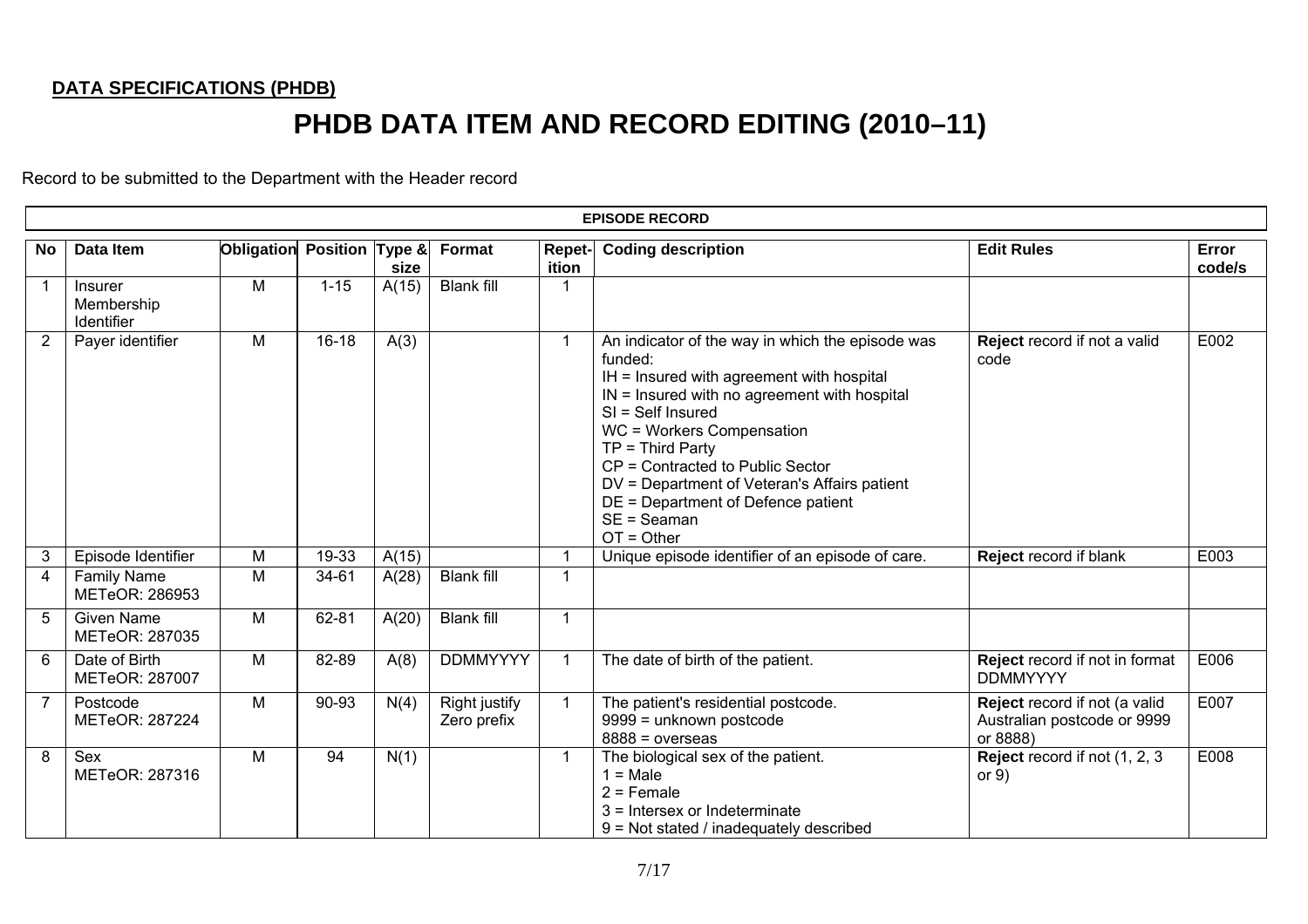**DATA SPECIFICATIONS (PHDB)**

# PHDB DATA ITEM AND RECORD EDITING (2010–11)

Record to be submitted to the Department with the Header record

| EPISODE RECORD | | | | | | | | | |
|---|---|---|---|---|---|---|---|---|---|
| **No** | **Data Item** | **Obligation** | **Position** | **Type & size** | **Format** | **Repetition** | **Coding description** | **Edit Rules** | **Error code/s** |
| 1 | Insurer Membership Identifier | M | 1-15 | A(15) | Blank fill | 1 | | | |
| 2 | Payer identifier | M | 16-18 | A(3) | | 1 | An indicator of the way in which the episode was funded:<br>IH = Insured with agreement with hospital<br>IN = Insured with no agreement with hospital<br>SI = Self Insured<br>WC = Workers Compensation<br>TP = Third Party<br>CP = Contracted to Public Sector<br>DV = Department of Veteran's Affairs patient<br>DE = Department of Defence patient<br>SE = Seaman<br>OT = Other | **Reject** record if not a valid code | E002 |
| 3 | Episode Identifier | M | 19-33 | A(15) | | 1 | Unique episode identifier of an episode of care. | **Reject** record if blank | E003 |
| 4 | Family Name<br>METeOR: 286953 | M | 34-61 | A(28) | Blank fill | 1 | | | |
| 5 | Given Name<br>METeOR: 287035 | M | 62-81 | A(20) | Blank fill | 1 | | | |
| 6 | Date of Birth<br>METeOR: 287007 | M | 82-89 | A(8) | DDMMYYYY | 1 | The date of birth of the patient. | **Reject** record if not in format DDMMYYYY | E006 |
| 7 | Postcode<br>METeOR: 287224 | M | 90-93 | N(4) | Right justify<br>Zero prefix | 1 | The patient's residential postcode.<br>9999 = unknown postcode<br>8888 = overseas | **Reject** record if not (a valid Australian postcode or 9999 or 8888) | E007 |
| 8 | Sex<br>METeOR: 287316 | M | 94 | N(1) | | 1 | The biological sex of the patient.<br>1 = Male<br>2 = Female<br>3 = Intersex or Indeterminate<br>9 = Not stated / inadequately described | **Reject** record if not (1, 2, 3 or 9) | E008 |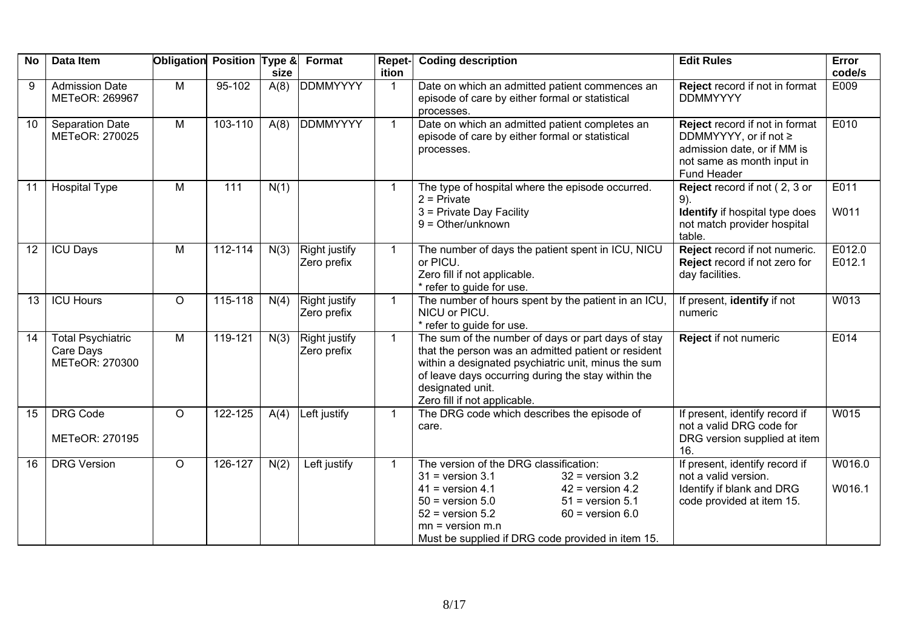| No | Data Item | Obligation | Position | Type & size | Format | Repetition | Coding description | Edit Rules | Error code/s |
|---|---|---|---|---|---|---|---|---|---|
| 9 | Admission Date METeOR: 269967 | M | 95-102 | A(8) | DDMMYYYY | 1 | Date on which an admitted patient commences an episode of care by either formal or statistical processes. | **Reject** record if not in format DDMMYYYY | E009 |
| 10 | Separation Date METeOR: 270025 | M | 103-110 | A(8) | DDMMYYYY | 1 | Date on which an admitted patient completes an episode of care by either formal or statistical processes. | **Reject** record if not in format DDMMYYYY, or if not ≥ admission date, or if MM is not same as month input in Fund Header | E010 |
| 11 | Hospital Type | M | 111 | N(1) | | 1 | The type of hospital where the episode occurred.<br>2 = Private<br>3 = Private Day Facility<br>9 = Other/unknown | **Reject** record if not ( 2, 3 or 9).<br>**Identify** if hospital type does not match provider hospital table. | E011<br>W011 |
| 12 | ICU Days | M | 112-114 | N(3) | Right justify Zero prefix | 1 | The number of days the patient spent in ICU, NICU or PICU.<br>Zero fill if not applicable.<br>* refer to guide for use. | **Reject** record if not numeric.<br>**Reject** record if not zero for day facilities. | E012.0<br>E012.1 |
| 13 | ICU Hours | O | 115-118 | N(4) | Right justify Zero prefix | 1 | The number of hours spent by the patient in an ICU, NICU or PICU.<br>* refer to guide for use. | If present, **identify** if not numeric | W013 |
| 14 | Total Psychiatric Care Days METeOR: 270300 | M | 119-121 | N(3) | Right justify Zero prefix | 1 | The sum of the number of days or part days of stay that the person was an admitted patient or resident within a designated psychiatric unit, minus the sum of leave days occurring during the stay within the designated unit.<br>Zero fill if not applicable. | **Reject** if not numeric | E014 |
| 15 | DRG Code<br>METeOR: 270195 | O | 122-125 | A(4) | Left justify | 1 | The DRG code which describes the episode of care. | If present, identify record if not a valid DRG code for DRG version supplied at item 16. | W015 |
| 16 | DRG Version | O | 126-127 | N(2) | Left justify | 1 | The version of the DRG classification:<br>31 = version 3.1 32 = version 3.2<br>41 = version 4.1 42 = version 4.2<br>50 = version 5.0 51 = version 5.1<br>52 = version 5.2 60 = version 6.0<br>mn = version m.n<br>Must be supplied if DRG code provided in item 15. | If present, identify record if not a valid version.<br>Identify if blank and DRG code provided at item 15. | W016.0<br>W016.1 |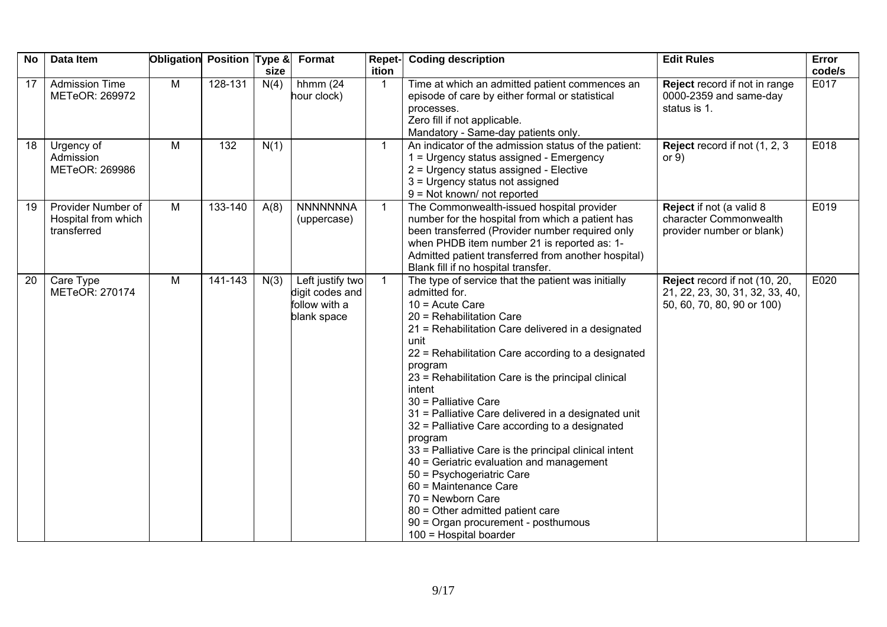| No | Data Item | Obligation | Position | Type & size | Format | Repet-ition | Coding description | Edit Rules | Error code/s |
|---|---|---|---|---|---|---|---|---|---|
| 17 | Admission Time METeOR: 269972 | M | 128-131 | N(4) | hhmm (24 hour clock) | 1 | Time at which an admitted patient commences an episode of care by either formal or statistical processes.<br>Zero fill if not applicable.<br>Mandatory - Same-day patients only. | **Reject** record if not in range 0000-2359 and same-day status is 1. | E017 |
| 18 | Urgency of Admission METeOR: 269986 | M | 132 | N(1) | | 1 | An indicator of the admission status of the patient:<br>1 = Urgency status assigned - Emergency<br>2 = Urgency status assigned - Elective<br>3 = Urgency status not assigned<br>9 = Not known/ not reported | **Reject** record if not (1, 2, 3 or 9) | E018 |
| 19 | Provider Number of Hospital from which transferred | M | 133-140 | A(8) | NNNNNNNA (uppercase) | 1 | The Commonwealth-issued hospital provider number for the hospital from which a patient has been transferred (Provider number required only when PHDB item number 21 is reported as: 1- Admitted patient transferred from another hospital)<br>Blank fill if no hospital transfer. | **Reject** if not (a valid 8 character Commonwealth provider number or blank) | E019 |
| 20 | Care Type METeOR: 270174 | M | 141-143 | N(3) | Left justify two digit codes and follow with a blank space | 1 | The type of service that the patient was initially admitted for.<br>10 = Acute Care<br>20 = Rehabilitation Care<br>21 = Rehabilitation Care delivered in a designated unit<br>22 = Rehabilitation Care according to a designated program<br>23 = Rehabilitation Care is the principal clinical intent<br>30 = Palliative Care<br>31 = Palliative Care delivered in a designated unit<br>32 = Palliative Care according to a designated program<br>33 = Palliative Care is the principal clinical intent<br>40 = Geriatric evaluation and management<br>50 = Psychogeriatric Care<br>60 = Maintenance Care<br>70 = Newborn Care<br>80 = Other admitted patient care<br>90 = Organ procurement - posthumous<br>100 = Hospital boarder | **Reject** record if not (10, 20, 21, 22, 23, 30, 31, 32, 33, 40, 50, 60, 70, 80, 90 or 100) | E020 |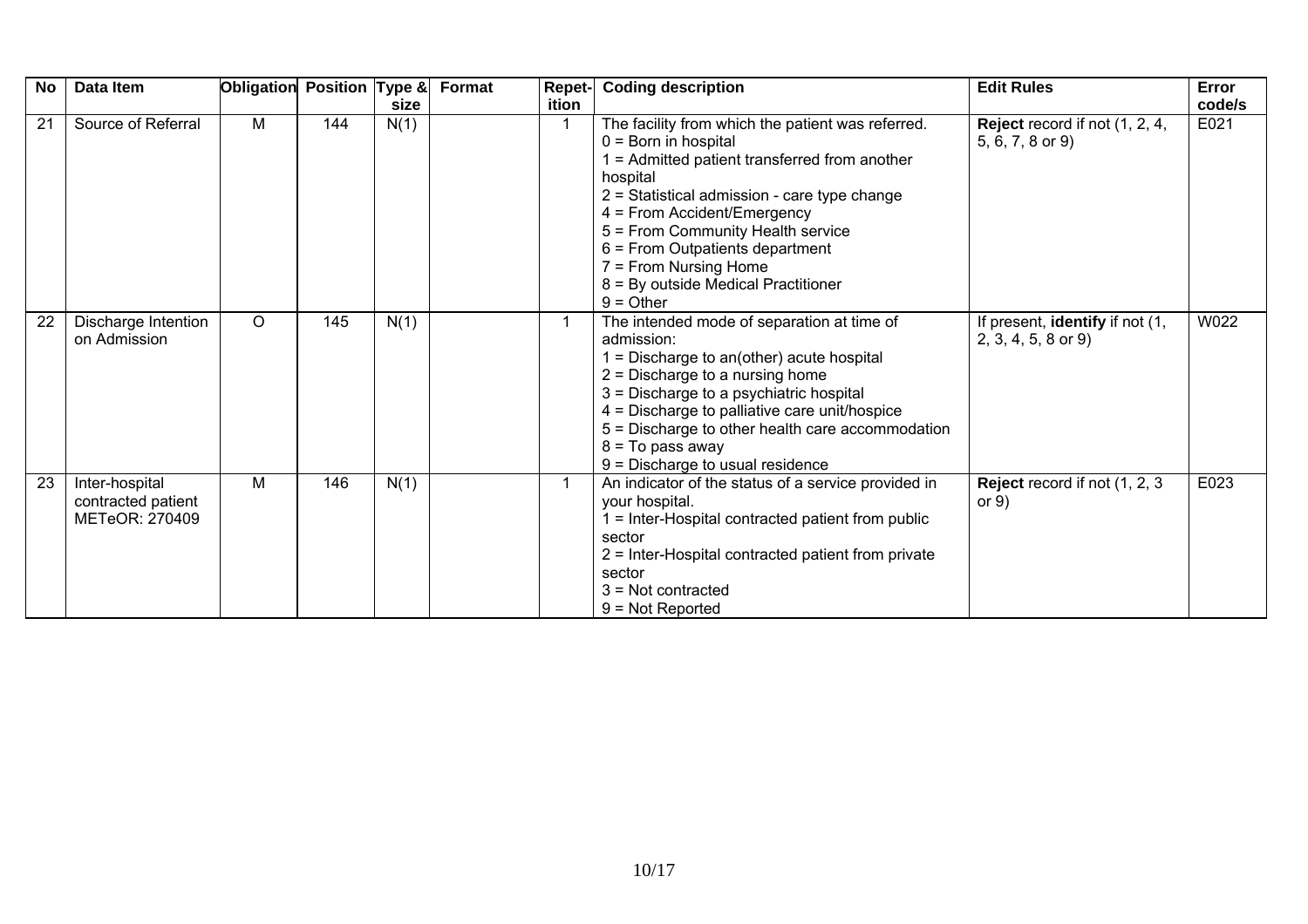| No | Data Item | Obligation | Position | Type & size | Format | Repet-ition | Coding description | Edit Rules | Error code/s |
|---|---|---|---|---|---|---|---|---|---|
| 21 | Source of Referral | M | 144 | N(1) | | 1 | The facility from which the patient was referred.<br>0 = Born in hospital<br>1 = Admitted patient transferred from another hospital<br>2 = Statistical admission - care type change<br>4 = From Accident/Emergency<br>5 = From Community Health service<br>6 = From Outpatients department<br>7 = From Nursing Home<br>8 = By outside Medical Practitioner<br>9 = Other | **Reject** record if not (1, 2, 4, 5, 6, 7, 8 or 9) | E021 |
| 22 | Discharge Intention on Admission | O | 145 | N(1) | | 1 | The intended mode of separation at time of admission:<br>1 = Discharge to an(other) acute hospital<br>2 = Discharge to a nursing home<br>3 = Discharge to a psychiatric hospital<br>4 = Discharge to palliative care unit/hospice<br>5 = Discharge to other health care accommodation<br>8 = To pass away<br>9 = Discharge to usual residence | If present, **identify** if not (1, 2, 3, 4, 5, 8 or 9) | W022 |
| 23 | Inter-hospital contracted patient METeOR: 270409 | M | 146 | N(1) | | 1 | An indicator of the status of a service provided in your hospital.<br>1 = Inter-Hospital contracted patient from public sector<br>2 = Inter-Hospital contracted patient from private sector<br>3 = Not contracted<br>9 = Not Reported | **Reject** record if not (1, 2, 3 or 9) | E023 |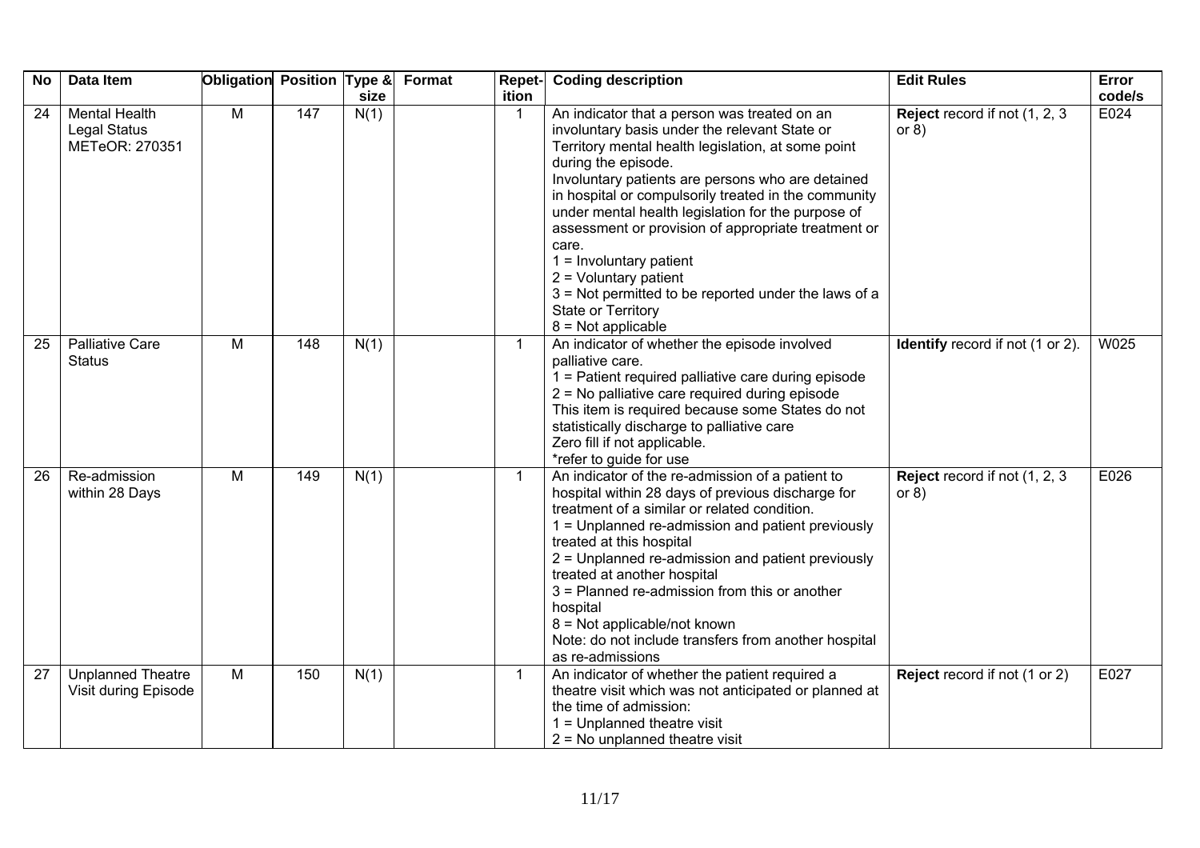| No | Data Item | Obligation | Position | Type & size | Format | Repet-ition | Coding description | Edit Rules | Error code/s |
|---|---|---|---|---|---|---|---|---|---|
| 24 | Mental Health Legal Status METeOR: 270351 | M | 147 | N(1) | | 1 | An indicator that a person was treated on an involuntary basis under the relevant State or Territory mental health legislation, at some point during the episode.<br>Involuntary patients are persons who are detained in hospital or compulsorily treated in the community under mental health legislation for the purpose of assessment or provision of appropriate treatment or care.<br>1 = Involuntary patient<br>2 = Voluntary patient<br>3 = Not permitted to be reported under the laws of a State or Territory<br>8 = Not applicable | **Reject** record if not (1, 2, 3 or 8) | E024 |
| 25 | Palliative Care Status | M | 148 | N(1) | | 1 | An indicator of whether the episode involved palliative care.<br>1 = Patient required palliative care during episode<br>2 = No palliative care required during episode<br>This item is required because some States do not statistically discharge to palliative care<br>Zero fill if not applicable.<br>*refer to guide for use | **Identify** record if not (1 or 2). | W025 |
| 26 | Re-admission within 28 Days | M | 149 | N(1) | | 1 | An indicator of the re-admission of a patient to hospital within 28 days of previous discharge for treatment of a similar or related condition.<br>1 = Unplanned re-admission and patient previously treated at this hospital<br>2 = Unplanned re-admission and patient previously treated at another hospital<br>3 = Planned re-admission from this or another hospital<br>8 = Not applicable/not known<br>Note: do not include transfers from another hospital as re-admissions | **Reject** record if not (1, 2, 3 or 8) | E026 |
| 27 | Unplanned Theatre Visit during Episode | M | 150 | N(1) | | 1 | An indicator of whether the patient required a theatre visit which was not anticipated or planned at the time of admission:<br>1 = Unplanned theatre visit<br>2 = No unplanned theatre visit | **Reject** record if not (1 or 2) | E027 |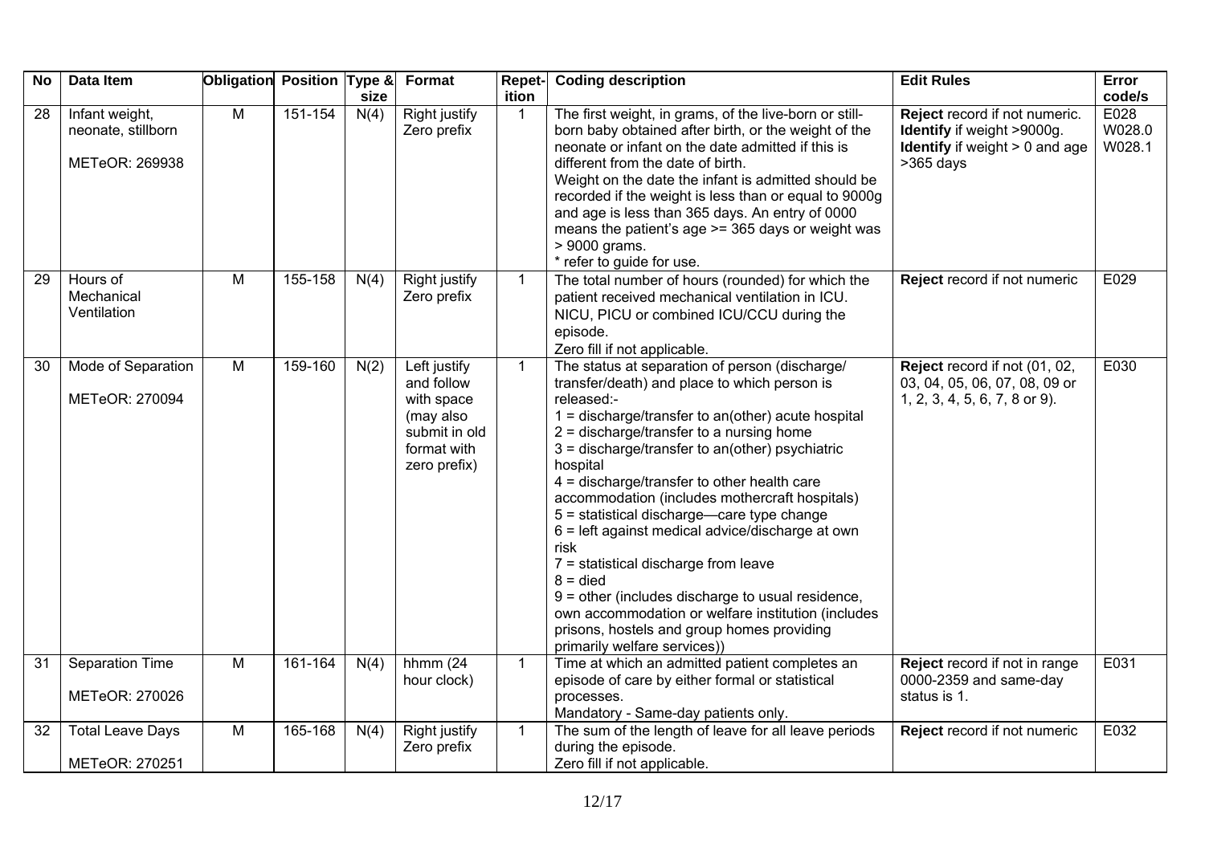| No | Data Item | Obligation | Position | Type & size | Format | Repetition | Coding description | Edit Rules | Error code/s |
|---|---|---|---|---|---|---|---|---|---|
| 28 | Infant weight, neonate, stillborn<br><br>METeOR: 269938 | M | 151-154 | N(4) | Right justify Zero prefix | 1 | The first weight, in grams, of the live-born or still-born baby obtained after birth, or the weight of the neonate or infant on the date admitted if this is different from the date of birth.<br>Weight on the date the infant is admitted should be recorded if the weight is less than or equal to 9000g and age is less than 365 days. An entry of 0000 means the patient's age >= 365 days or weight was > 9000 grams.<br>* refer to guide for use. | **Reject** record if not numeric.<br>**Identify** if weight >9000g.<br>**Identify** if weight > 0 and age >365 days | E028<br>W028.0<br>W028.1 |
| 29 | Hours of Mechanical Ventilation | M | 155-158 | N(4) | Right justify Zero prefix | 1 | The total number of hours (rounded) for which the patient received mechanical ventilation in ICU. NICU, PICU or combined ICU/CCU during the episode.<br>Zero fill if not applicable. | **Reject** record if not numeric | E029 |
| 30 | Mode of Separation<br><br>METeOR: 270094 | M | 159-160 | N(2) | Left justify and follow with space (may also submit in old format with zero prefix) | 1 | The status at separation of person (discharge/ transfer/death) and place to which person is released:-<br>1 = discharge/transfer to an(other) acute hospital<br>2 = discharge/transfer to a nursing home<br>3 = discharge/transfer to an(other) psychiatric hospital<br>4 = discharge/transfer to other health care accommodation (includes mothercraft hospitals)<br>5 = statistical discharge—care type change<br>6 = left against medical advice/discharge at own risk<br>7 = statistical discharge from leave<br>8 = died<br>9 = other (includes discharge to usual residence, own accommodation or welfare institution (includes prisons, hostels and group homes providing primarily welfare services)) | **Reject** record if not (01, 02, 03, 04, 05, 06, 07, 08, 09 or 1, 2, 3, 4, 5, 6, 7, 8 or 9). | E030 |
| 31 | Separation Time<br><br>METeOR: 270026 | M | 161-164 | N(4) | hhmm (24 hour clock) | 1 | Time at which an admitted patient completes an episode of care by either formal or statistical processes.<br>Mandatory - Same-day patients only. | **Reject** record if not in range 0000-2359 and same-day status is 1. | E031 |
| 32 | Total Leave Days<br><br>METeOR: 270251 | M | 165-168 | N(4) | Right justify Zero prefix | 1 | The sum of the length of leave for all leave periods during the episode.<br>Zero fill if not applicable. | **Reject** record if not numeric | E032 |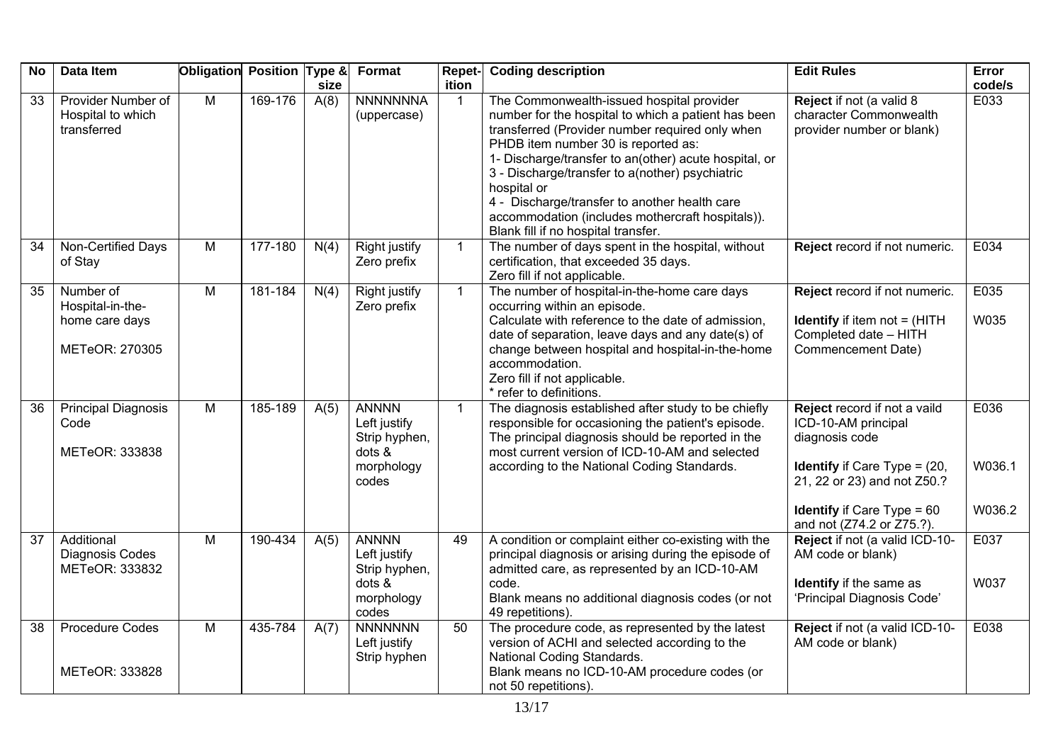| No | Data Item | Obligation | Position | Type & size | Format | Repet-ition | Coding description | Edit Rules | Error code/s |
|---|---|---|---|---|---|---|---|---|---|
| 33 | Provider Number of Hospital to which transferred | M | 169-176 | A(8) | NNNNNNNA (uppercase) | 1 | The Commonwealth-issued hospital provider number for the hospital to which a patient has been transferred (Provider number required only when PHDB item number 30 is reported as:<br>1- Discharge/transfer to an(other) acute hospital, or<br>3 - Discharge/transfer to a(nother) psychiatric hospital or<br>4 - Discharge/transfer to another health care accommodation (includes mothercraft hospitals)).<br>Blank fill if no hospital transfer. | **Reject** if not (a valid 8 character Commonwealth provider number or blank) | E033 |
| 34 | Non-Certified Days of Stay | M | 177-180 | N(4) | Right justify Zero prefix | 1 | The number of days spent in the hospital, without certification, that exceeded 35 days.<br>Zero fill if not applicable. | **Reject** record if not numeric. | E034 |
| 35 | Number of Hospital-in-the-home care days<br><br>METeOR: 270305 | M | 181-184 | N(4) | Right justify Zero prefix | 1 | The number of hospital-in-the-home care days occurring within an episode.<br>Calculate with reference to the date of admission, date of separation, leave days and any date(s) of change between hospital and hospital-in-the-home accommodation.<br>Zero fill if not applicable.<br>* refer to definitions. | **Reject** record if not numeric.<br><br>**Identify** if item not = (HITH Completed date – HITH Commencement Date) | E035<br><br>W035 |
| 36 | Principal Diagnosis Code<br><br>METeOR: 333838 | M | 185-189 | A(5) | ANNNN Left justify Strip hyphen, dots & morphology codes | 1 | The diagnosis established after study to be chiefly responsible for occasioning the patient's episode. The principal diagnosis should be reported in the most current version of ICD-10-AM and selected according to the National Coding Standards. | **Reject** record if not a vaild ICD-10-AM principal diagnosis code<br><br>**Identify** if Care Type = (20, 21, 22 or 23) and not Z50.?<br><br>**Identify** if Care Type = 60 and not (Z74.2 or Z75.?). | E036<br><br>W036.1<br><br>W036.2 |
| 37 | Additional Diagnosis Codes METeOR: 333832 | M | 190-434 | A(5) | ANNNN Left justify Strip hyphen, dots & morphology codes | 49 | A condition or complaint either co-existing with the principal diagnosis or arising during the episode of admitted care, as represented by an ICD-10-AM code.<br>Blank means no additional diagnosis codes (or not 49 repetitions). | **Reject** if not (a valid ICD-10-AM code or blank)<br><br>**Identify** if the same as 'Principal Diagnosis Code' | E037<br><br>W037 |
| 38 | Procedure Codes<br><br>METeOR: 333828 | M | 435-784 | A(7) | NNNNNNN Left justify Strip hyphen | 50 | The procedure code, as represented by the latest version of ACHI and selected according to the National Coding Standards.<br>Blank means no ICD-10-AM procedure codes (or not 50 repetitions). | **Reject** if not (a valid ICD-10-AM code or blank) | E038 |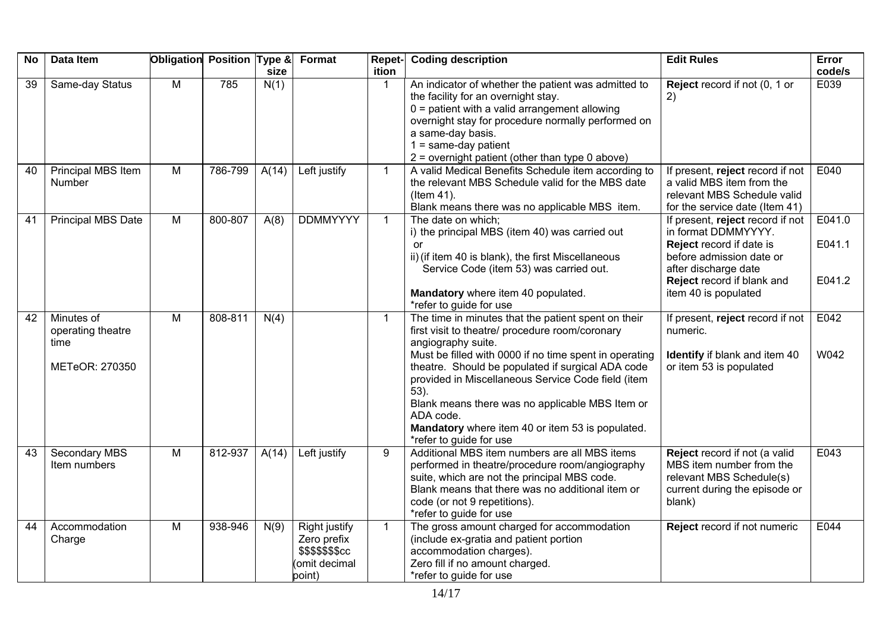| No | Data Item | Obligation | Position | Type & size | Format | Repetition | Coding description | Edit Rules | Error code/s |
|---|---|---|---|---|---|---|---|---|---|
| 39 | Same-day Status | M | 785 | N(1) | | 1 | An indicator of whether the patient was admitted to the facility for an overnight stay.<br>0 = patient with a valid arrangement allowing overnight stay for procedure normally performed on a same-day basis.<br>1 = same-day patient<br>2 = overnight patient (other than type 0 above) | **Reject** record if not (0, 1 or 2) | E039 |
| 40 | Principal MBS Item Number | M | 786-799 | A(14) | Left justify | 1 | A valid Medical Benefits Schedule item according to the relevant MBS Schedule valid for the MBS date (Item 41).<br>Blank means there was no applicable MBS item. | If present, **reject** record if not a valid MBS item from the relevant MBS Schedule valid for the service date (Item 41) | E040 |
| 41 | Principal MBS Date | M | 800-807 | A(8) | DDMMYYYY | 1 | The date on which;<br>i) the principal MBS (item 40) was carried out<br>or<br>ii) (if item 40 is blank), the first Miscellaneous Service Code (item 53) was carried out.<br><br>**Mandatory** where item 40 populated.<br>*refer to guide for use | If present, **reject** record if not in format DDMMYYYY.<br>**Reject** record if date is before admission date or after discharge date<br>**Reject** record if blank and item 40 is populated | E041.0<br><br>E041.1<br><br>E041.2 |
| 42 | Minutes of operating theatre time<br><br>METeOR: 270350 | M | 808-811 | N(4) | | 1 | The time in minutes that the patient spent on their first visit to theatre/ procedure room/coronary angiography suite.<br>Must be filled with 0000 if no time spent in operating theatre. Should be populated if surgical ADA code provided in Miscellaneous Service Code field (item 53).<br>Blank means there was no applicable MBS Item or ADA code.<br>**Mandatory** where item 40 or item 53 is populated.<br>*refer to guide for use | If present, **reject** record if not numeric.<br><br>**Identify** if blank and item 40 or item 53 is populated | E042<br><br>W042 |
| 43 | Secondary MBS Item numbers | M | 812-937 | A(14) | Left justify | 9 | Additional MBS item numbers are all MBS items performed in theatre/procedure room/angiography suite, which are not the principal MBS code.<br>Blank means that there was no additional item or code (or not 9 repetitions).<br>*refer to guide for use | **Reject** record if not (a valid MBS item number from the relevant MBS Schedule(s) current during the episode or blank) | E043 |
| 44 | Accommodation Charge | M | 938-946 | N(9) | Right justify Zero prefix $$$$$$$cc (omit decimal point) | 1 | The gross amount charged for accommodation (include ex-gratia and patient portion accommodation charges).<br>Zero fill if no amount charged.<br>*refer to guide for use | **Reject** record if not numeric | E044 |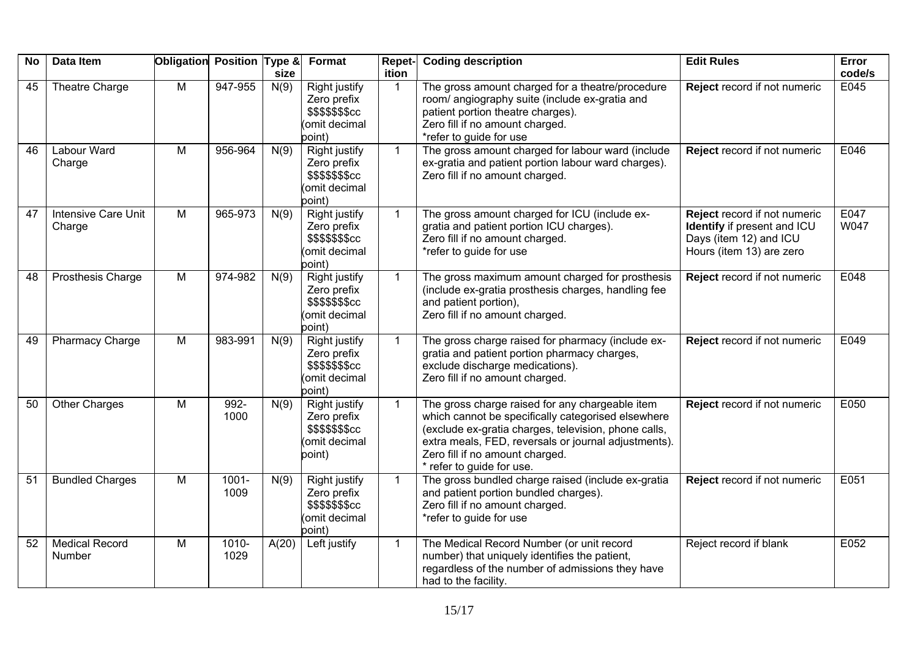| No | Data Item | Obligation | Position | Type & size | Format | Repet-ition | Coding description | Edit Rules | Error code/s |
|---|---|---|---|---|---|---|---|---|---|
| 45 | Theatre Charge | M | 947-955 | N(9) | Right justify Zero prefix $$$$$$$cc (omit decimal point) | 1 | The gross amount charged for a theatre/procedure room/ angiography suite (include ex-gratia and patient portion theatre charges). Zero fill if no amount charged. *refer to guide for use | **Reject** record if not numeric | E045 |
| 46 | Labour Ward Charge | M | 956-964 | N(9) | Right justify Zero prefix $$$$$$$cc (omit decimal point) | 1 | The gross amount charged for labour ward (include ex-gratia and patient portion labour ward charges). Zero fill if no amount charged. | **Reject** record if not numeric | E046 |
| 47 | Intensive Care Unit Charge | M | 965-973 | N(9) | Right justify Zero prefix $$$$$$$cc (omit decimal point) | 1 | The gross amount charged for ICU (include ex-gratia and patient portion ICU charges). Zero fill if no amount charged. *refer to guide for use | **Reject** record if not numeric **Identify** if present and ICU Days (item 12) and ICU Hours (item 13) are zero | E047 W047 |
| 48 | Prosthesis Charge | M | 974-982 | N(9) | Right justify Zero prefix $$$$$$$cc (omit decimal point) | 1 | The gross maximum amount charged for prosthesis (include ex-gratia prosthesis charges, handling fee and patient portion), Zero fill if no amount charged. | **Reject** record if not numeric | E048 |
| 49 | Pharmacy Charge | M | 983-991 | N(9) | Right justify Zero prefix $$$$$$$cc (omit decimal point) | 1 | The gross charge raised for pharmacy (include ex-gratia and patient portion pharmacy charges, exclude discharge medications). Zero fill if no amount charged. | **Reject** record if not numeric | E049 |
| 50 | Other Charges | M | 992-1000 | N(9) | Right justify Zero prefix $$$$$$$cc (omit decimal point) | 1 | The gross charge raised for any chargeable item which cannot be specifically categorised elsewhere (exclude ex-gratia charges, television, phone calls, extra meals, FED, reversals or journal adjustments). Zero fill if no amount charged. * refer to guide for use. | **Reject** record if not numeric | E050 |
| 51 | Bundled Charges | M | 1001-1009 | N(9) | Right justify Zero prefix $$$$$$$cc (omit decimal point) | 1 | The gross bundled charge raised (include ex-gratia and patient portion bundled charges). Zero fill if no amount charged. *refer to guide for use | **Reject** record if not numeric | E051 |
| 52 | Medical Record Number | M | 1010-1029 | A(20) | Left justify | 1 | The Medical Record Number (or unit record number) that uniquely identifies the patient, regardless of the number of admissions they have had to the facility. | Reject record if blank | E052 |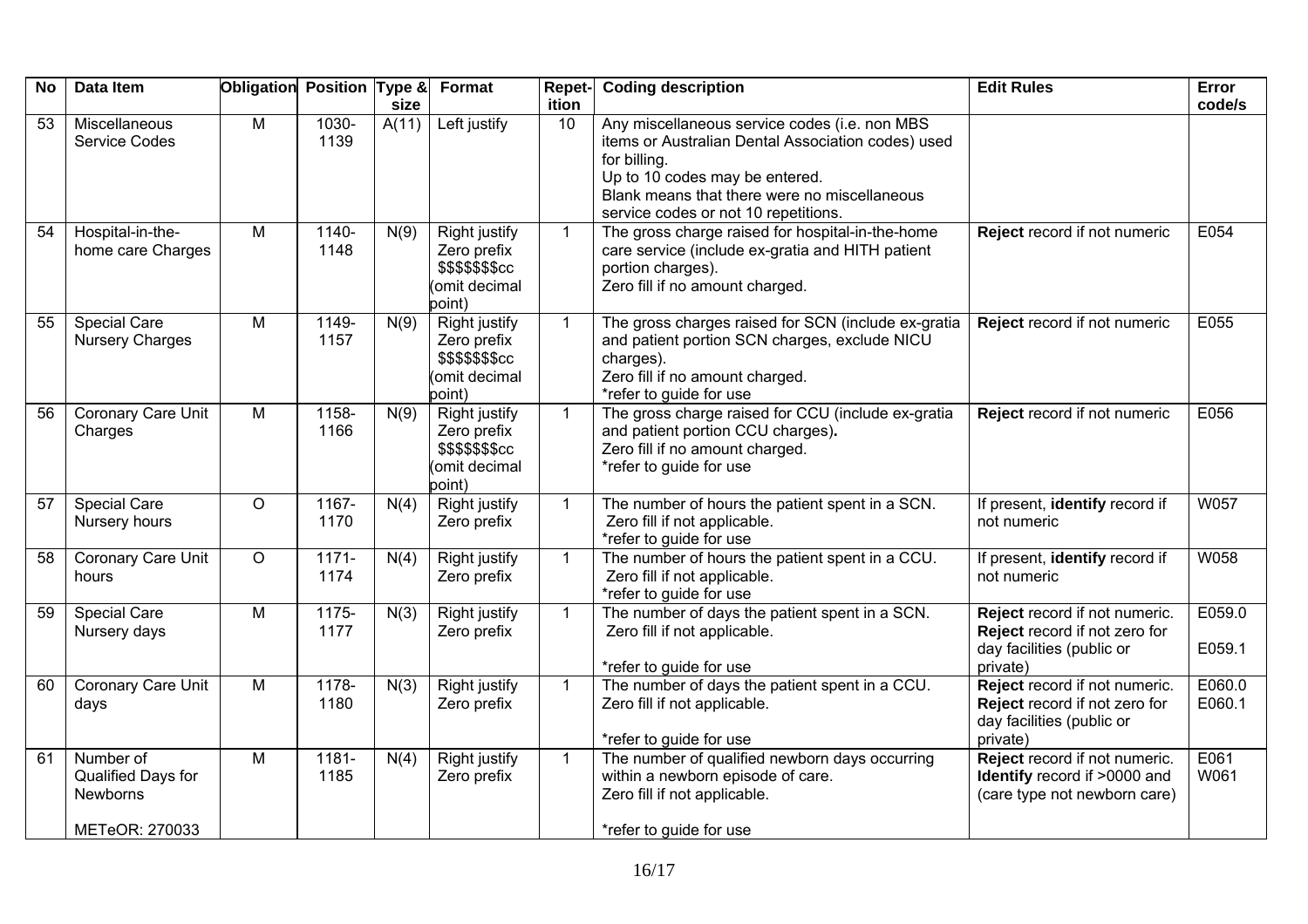| No | Data Item | Obligation | Position | Type & size | Format | Repet-ition | Coding description | Edit Rules | Error code/s |
|---|---|---|---|---|---|---|---|---|---|
| 53 | Miscellaneous Service Codes | M | 1030-1139 | A(11) | Left justify | 10 | Any miscellaneous service codes (i.e. non MBS items or Australian Dental Association codes) used for billing.<br>Up to 10 codes may be entered.<br>Blank means that there were no miscellaneous service codes or not 10 repetitions. | | |
| 54 | Hospital-in-the-home care Charges | M | 1140-1148 | N(9) | Right justify Zero prefix $$$$$$$cc (omit decimal point) | 1 | The gross charge raised for hospital-in-the-home care service (include ex-gratia and HITH patient portion charges).<br>Zero fill if no amount charged. | **Reject** record if not numeric | E054 |
| 55 | Special Care Nursery Charges | M | 1149-1157 | N(9) | Right justify Zero prefix $$$$$$$cc (omit decimal point) | 1 | The gross charges raised for SCN (include ex-gratia and patient portion SCN charges, exclude NICU charges).<br>Zero fill if no amount charged.<br>*refer to guide for use | **Reject** record if not numeric | E055 |
| 56 | Coronary Care Unit Charges | M | 1158-1166 | N(9) | Right justify Zero prefix $$$$$$$cc (omit decimal point) | 1 | The gross charge raised for CCU (include ex-gratia and patient portion CCU charges).<br>Zero fill if no amount charged.<br>*refer to guide for use | **Reject** record if not numeric | E056 |
| 57 | Special Care Nursery hours | O | 1167-1170 | N(4) | Right justify Zero prefix | 1 | The number of hours the patient spent in a SCN.<br>Zero fill if not applicable.<br>*refer to guide for use | If present, **identify** record if not numeric | W057 |
| 58 | Coronary Care Unit hours | O | 1171-1174 | N(4) | Right justify Zero prefix | 1 | The number of hours the patient spent in a CCU.<br>Zero fill if not applicable.<br>*refer to guide for use | If present, **identify** record if not numeric | W058 |
| 59 | Special Care Nursery days | M | 1175-1177 | N(3) | Right justify Zero prefix | 1 | The number of days the patient spent in a SCN.<br>Zero fill if not applicable.<br>*refer to guide for use | **Reject** record if not numeric.<br>**Reject** record if not zero for day facilities (public or private) | E059.0<br>E059.1 |
| 60 | Coronary Care Unit days | M | 1178-1180 | N(3) | Right justify Zero prefix | 1 | The number of days the patient spent in a CCU.<br>Zero fill if not applicable.<br>*refer to guide for use | **Reject** record if not numeric.<br>**Reject** record if not zero for day facilities (public or private) | E060.0<br>E060.1 |
| 61 | Number of Qualified Days for Newborns<br><br>METeOR: 270033 | M | 1181-1185 | N(4) | Right justify Zero prefix | 1 | The number of qualified newborn days occurring within a newborn episode of care.<br>Zero fill if not applicable.<br>*refer to guide for use | **Reject** record if not numeric.<br>**Identify** record if >0000 and (care type not newborn care) | E061<br>W061 |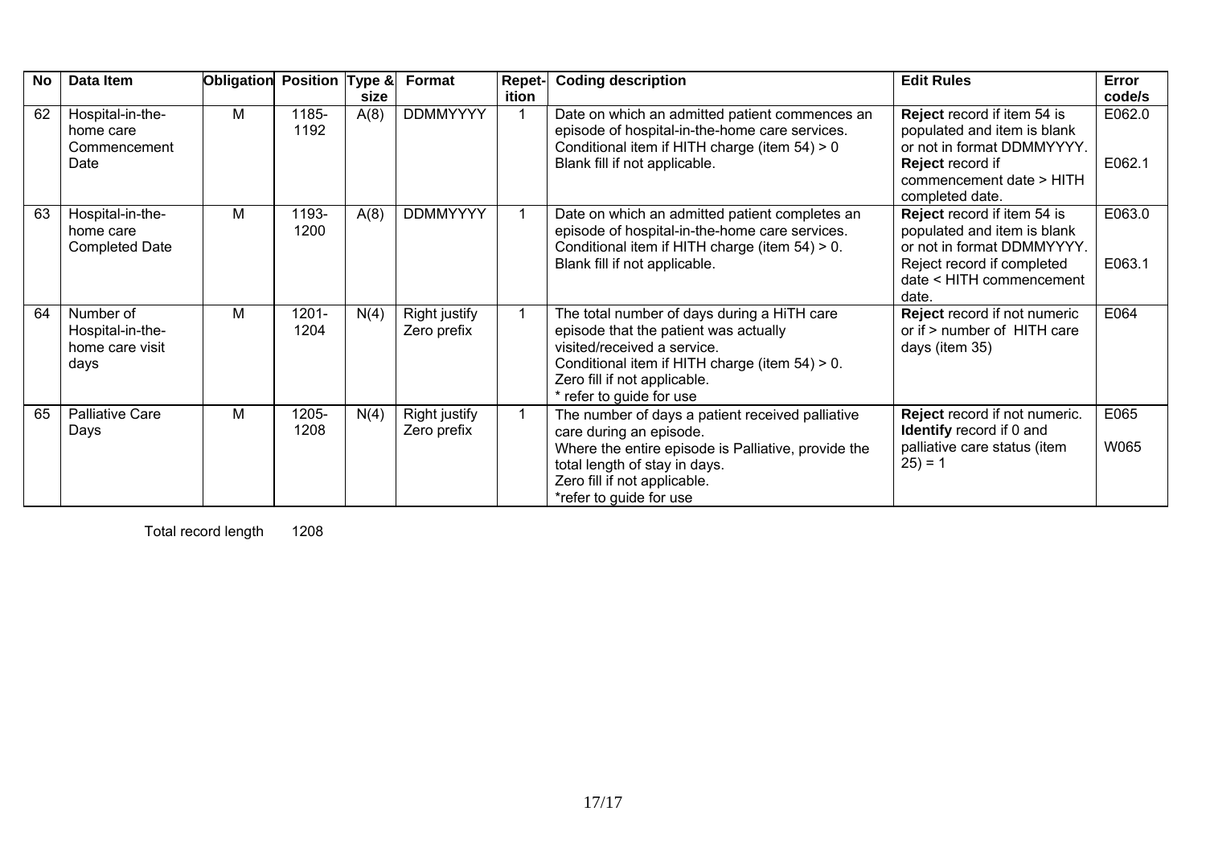| No | Data Item | Obligation | Position | Type & size | Format | Repet-ition | Coding description | Edit Rules | Error code/s |
|---|---|---|---|---|---|---|---|---|---|
| 62 | Hospital-in-the-home care Commencement Date | M | 1185-1192 | A(8) | DDMMYYYY | 1 | Date on which an admitted patient commences an episode of hospital-in-the-home care services. Conditional item if HITH charge (item 54) > 0 Blank fill if not applicable. | **Reject** record if item 54 is populated and item is blank or not in format DDMMYYYY. **Reject** record if commencement date > HITH completed date. | E062.0 E062.1 |
| 63 | Hospital-in-the-home care Completed Date | M | 1193-1200 | A(8) | DDMMYYYY | 1 | Date on which an admitted patient completes an episode of hospital-in-the-home care services. Conditional item if HITH charge (item 54) > 0. Blank fill if not applicable. | **Reject** record if item 54 is populated and item is blank or not in format DDMMYYYY. Reject record if completed date < HITH commencement date. | E063.0 E063.1 |
| 64 | Number of Hospital-in-the-home care visit days | M | 1201-1204 | N(4) | Right justify Zero prefix | 1 | The total number of days during a HiTH care episode that the patient was actually visited/received a service. Conditional item if HITH charge (item 54) > 0. Zero fill if not applicable. * refer to guide for use | **Reject** record if not numeric or if > number of HITH care days (item 35) | E064 |
| 65 | Palliative Care Days | M | 1205-1208 | N(4) | Right justify Zero prefix | 1 | The number of days a patient received palliative care during an episode. Where the entire episode is Palliative, provide the total length of stay in days. Zero fill if not applicable. *refer to guide for use | **Reject** record if not numeric. **Identify** record if 0 and palliative care status (item 25) = 1 | E065 W065 |

Total record length 1208